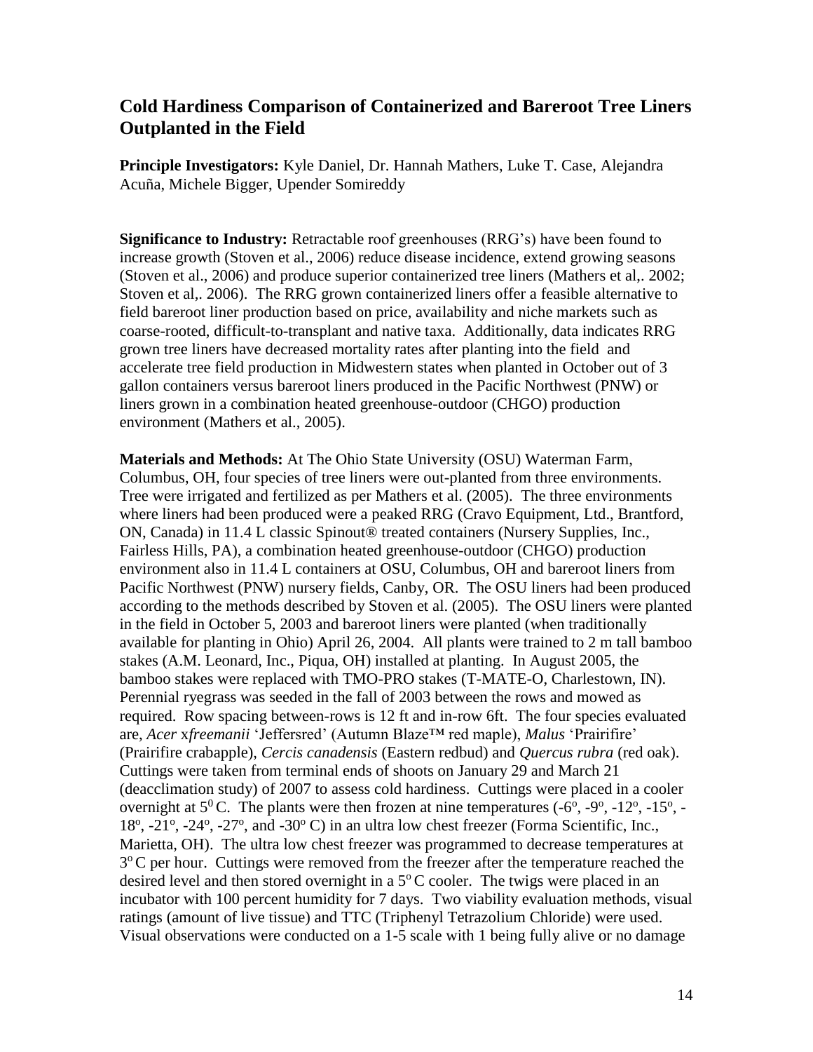## Cold Hardiness Comparison of Containerized and Bareroot Tree Liners Outplanted in the Field

**Principle Investigators:** Kyle Daniel, Dr. Hannah Mathers, Luke T. Case, Alejandra Acuña, Michele Bigger, Upender Somireddy

**Significance to Industry:** Retractable roof greenhouses (RRG's) have been found to increase growth (Stoven et al., 2006) reduce disease incidence, extend growing seasons (Stoven et al., 2006) and produce superior containerized tree liners (Mathers et al,. 2002; Stoven et al,. 2006). The RRG grown containerized liners offer a feasible alternative to field bareroot liner production based on price, availability and niche markets such as coarse-rooted, difficult-to-transplant and native taxa. Additionally, data indicates RRG grown tree liners have decreased mortality rates after planting into the field and accelerate tree field production in Midwestern states when planted in October out of 3 gallon containers versus bareroot liners produced in the Pacific Northwest (PNW) or liners grown in a combination heated greenhouse-outdoor (CHGO) production environment (Mathers et al., 2005).

**Materials and Methods:** At The Ohio State University (OSU) Waterman Farm, Columbus, OH, four species of tree liners were out-planted from three environments. Tree were irrigated and fertilized as per Mathers et al. (2005). The three environments where liners had been produced were a peaked RRG (Cravo Equipment, Ltd., Brantford, ON, Canada) in 11.4 L classic Spinout® treated containers (Nursery Supplies, Inc., Fairless Hills, PA), a combination heated greenhouse-outdoor (CHGO) production environment also in 11.4 L containers at OSU, Columbus, OH and bareroot liners from Pacific Northwest (PNW) nursery fields, Canby, OR. The OSU liners had been produced according to the methods described by Stoven et al. (2005). The OSU liners were planted in the field in October 5, 2003 and bareroot liners were planted (when traditionally available for planting in Ohio) April 26, 2004. All plants were trained to 2 m tall bamboo stakes (A.M. Leonard, Inc., Piqua, OH) installed at planting. In August 2005, the bamboo stakes were replaced with TMO-PRO stakes (T-MATE-O, Charlestown, IN). Perennial ryegrass was seeded in the fall of 2003 between the rows and mowed as required. Row spacing between-rows is 12 ft and in-row 6ft. The four species evaluated are, *Acer* x*freemanii* 'Jeffersred' (Autumn Blaze™ red maple), *Malus* 'Prairifire' (Prairifire crabapple), *Cercis canadensis* (Eastern redbud) and *Quercus rubra* (red oak). Cuttings were taken from terminal ends of shoots on January 29 and March 21 (deacclimation study) of 2007 to assess cold hardiness. Cuttings were placed in a cooler overnight at $5^{0}$ C. The plants were then frozen at nine temperatures (-6º, -9º, -12º, -15º, -18º, -21º, -24º, -27º, and -30º C) in an ultra low chest freezer (Forma Scientific, Inc., Marietta, OH). The ultra low chest freezer was programmed to decrease temperatures at $3^{o}$ C per hour. Cuttings were removed from the freezer after the temperature reached the desired level and then stored overnight in a $5^{o}$ C cooler. The twigs were placed in an incubator with 100 percent humidity for 7 days. Two viability evaluation methods, visual ratings (amount of live tissue) and TTC (Triphenyl Tetrazolium Chloride) were used. Visual observations were conducted on a 1-5 scale with 1 being fully alive or no damage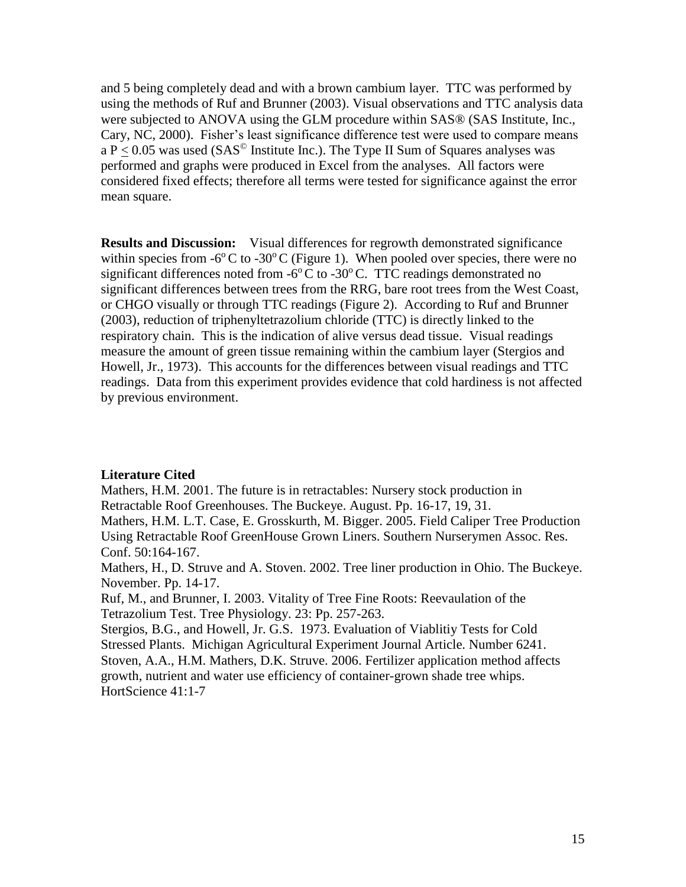and 5 being completely dead and with a brown cambium layer. TTC was performed by using the methods of Ruf and Brunner (2003). Visual observations and TTC analysis data were subjected to ANOVA using the GLM procedure within SAS® (SAS Institute, Inc., Cary, NC, 2000). Fisher's least significance difference test were used to compare means a $P \leq 0.05$ was used (SAS© Institute Inc.). The Type II Sum of Squares analyses was performed and graphs were produced in Excel from the analyses. All factors were considered fixed effects; therefore all terms were tested for significance against the error mean square.

**Results and Discussion:** Visual differences for regrowth demonstrated significance within species from -6$^{o}$ C to -30$^{o}$ C (Figure 1). When pooled over species, there were no significant differences noted from -6$^{o}$ C to -30$^{o}$ C. TTC readings demonstrated no significant differences between trees from the RRG, bare root trees from the West Coast, or CHGO visually or through TTC readings (Figure 2). According to Ruf and Brunner (2003), reduction of triphenyltetrazolium chloride (TTC) is directly linked to the respiratory chain. This is the indication of alive versus dead tissue. Visual readings measure the amount of green tissue remaining within the cambium layer (Stergios and Howell, Jr., 1973). This accounts for the differences between visual readings and TTC readings. Data from this experiment provides evidence that cold hardiness is not affected by previous environment.

### Literature Cited

Mathers, H.M. 2001. The future is in retractables: Nursery stock production in Retractable Roof Greenhouses. The Buckeye. August. Pp. 16-17, 19, 31.

Mathers, H.M. L.T. Case, E. Grosskurth, M. Bigger. 2005. Field Caliper Tree Production Using Retractable Roof GreenHouse Grown Liners. Southern Nurserymen Assoc. Res. Conf. 50:164-167.

Mathers, H., D. Struve and A. Stoven. 2002. Tree liner production in Ohio. The Buckeye. November. Pp. 14-17.

Ruf, M., and Brunner, I. 2003. Vitality of Tree Fine Roots: Reevaulation of the Tetrazolium Test. Tree Physiology. 23: Pp. 257-263.

Stergios, B.G., and Howell, Jr. G.S. 1973. Evaluation of Viablitiy Tests for Cold Stressed Plants. Michigan Agricultural Experiment Journal Article. Number 6241.

Stoven, A.A., H.M. Mathers, D.K. Struve. 2006. Fertilizer application method affects growth, nutrient and water use efficiency of container-grown shade tree whips. HortScience 41:1-7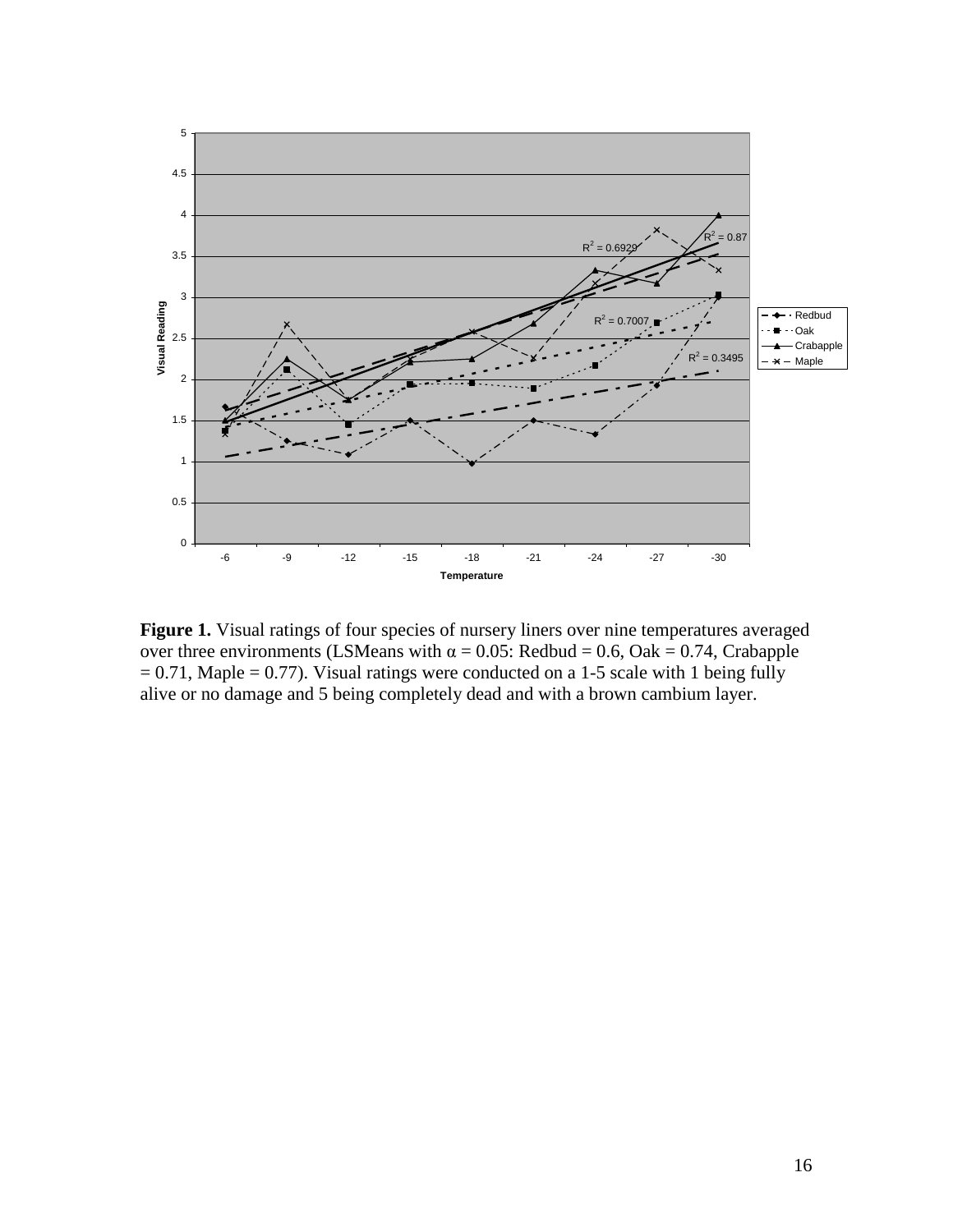**Figure 1.** Visual ratings of four species of nursery liners over nine temperatures averaged over three environments (LSMeans with α = 0.05: Redbud = 0.6, Oak = 0.74, Crabapple = 0.71, Maple = 0.77). Visual ratings were conducted on a 1-5 scale with 1 being fully alive or no damage and 5 being completely dead and with a brown cambium layer.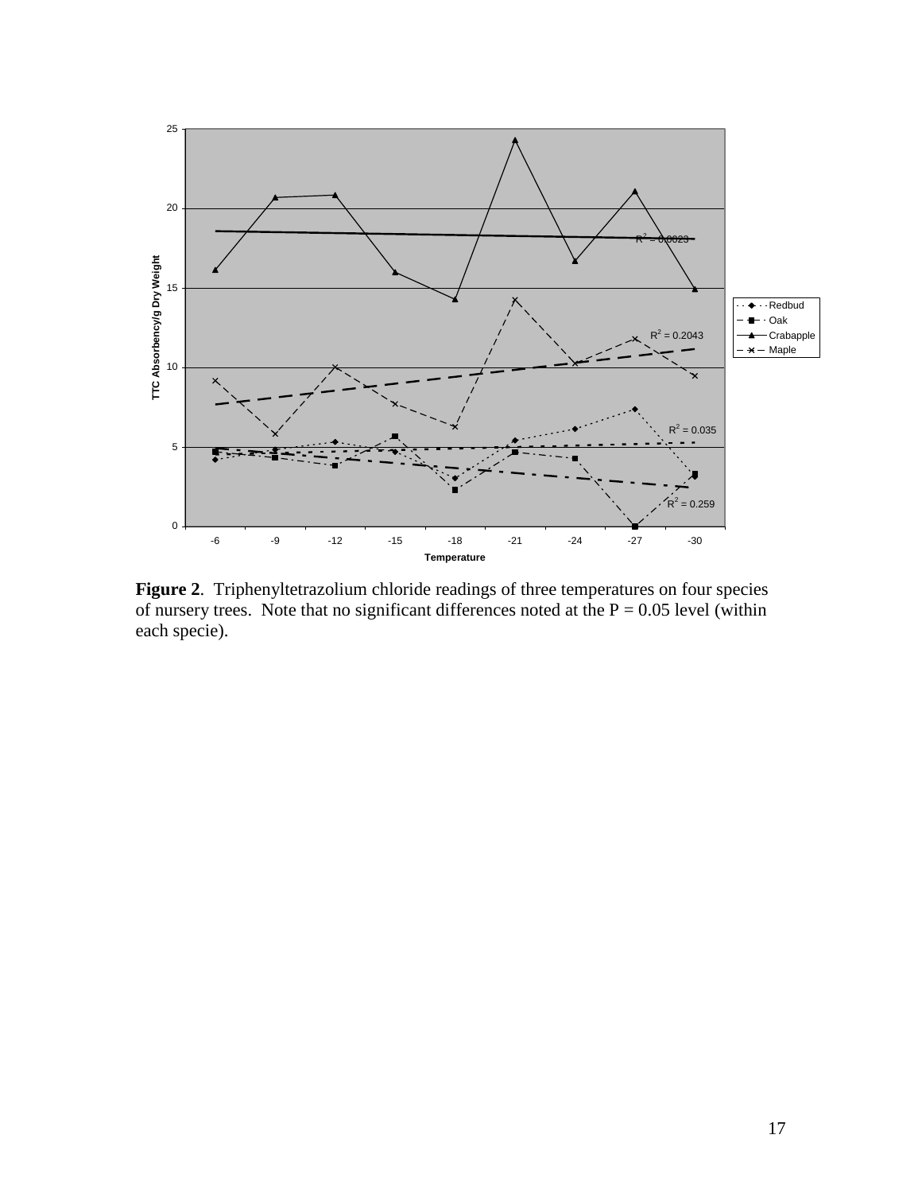25

20

15

10

5

0

TTC Absorbency/g Dry Weight

-6 -9 -12 -15 -18 -21 -24 -27 -30

Temperature

Redbud

Oak

Crabapple

Maple

$R^2 = 0.0023$

$R^2 = 0.2043$

$R^2 = 0.035$

$R^2 = 0.259$

**Figure 2**. Triphenyltetrazolium chloride readings of three temperatures on four species of nursery trees. Note that no significant differences noted at the P = 0.05 level (within each specie).